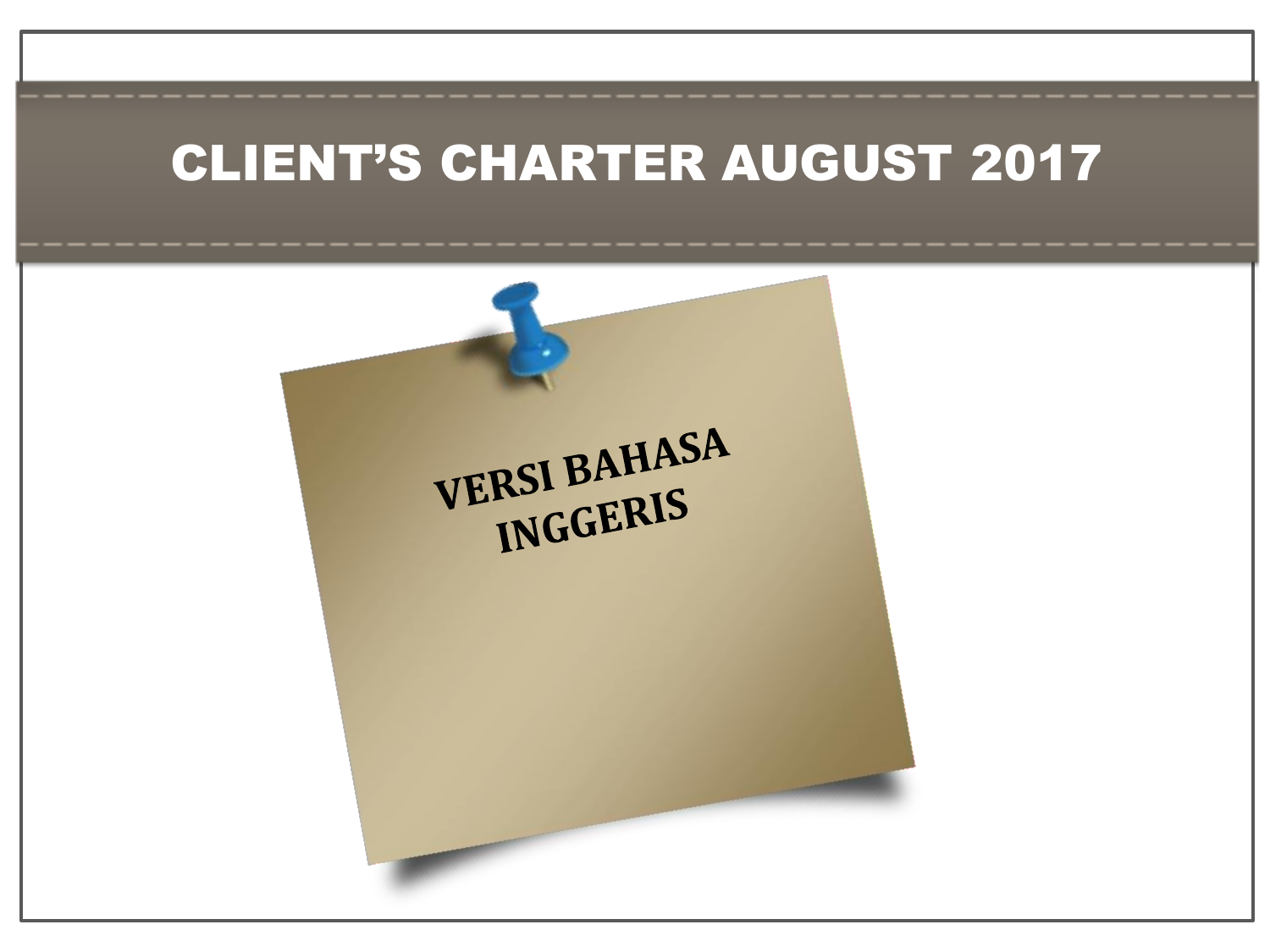# CLIENT'S CHARTER AUGUST 2017

**VERSI BAHASA INGGERIS**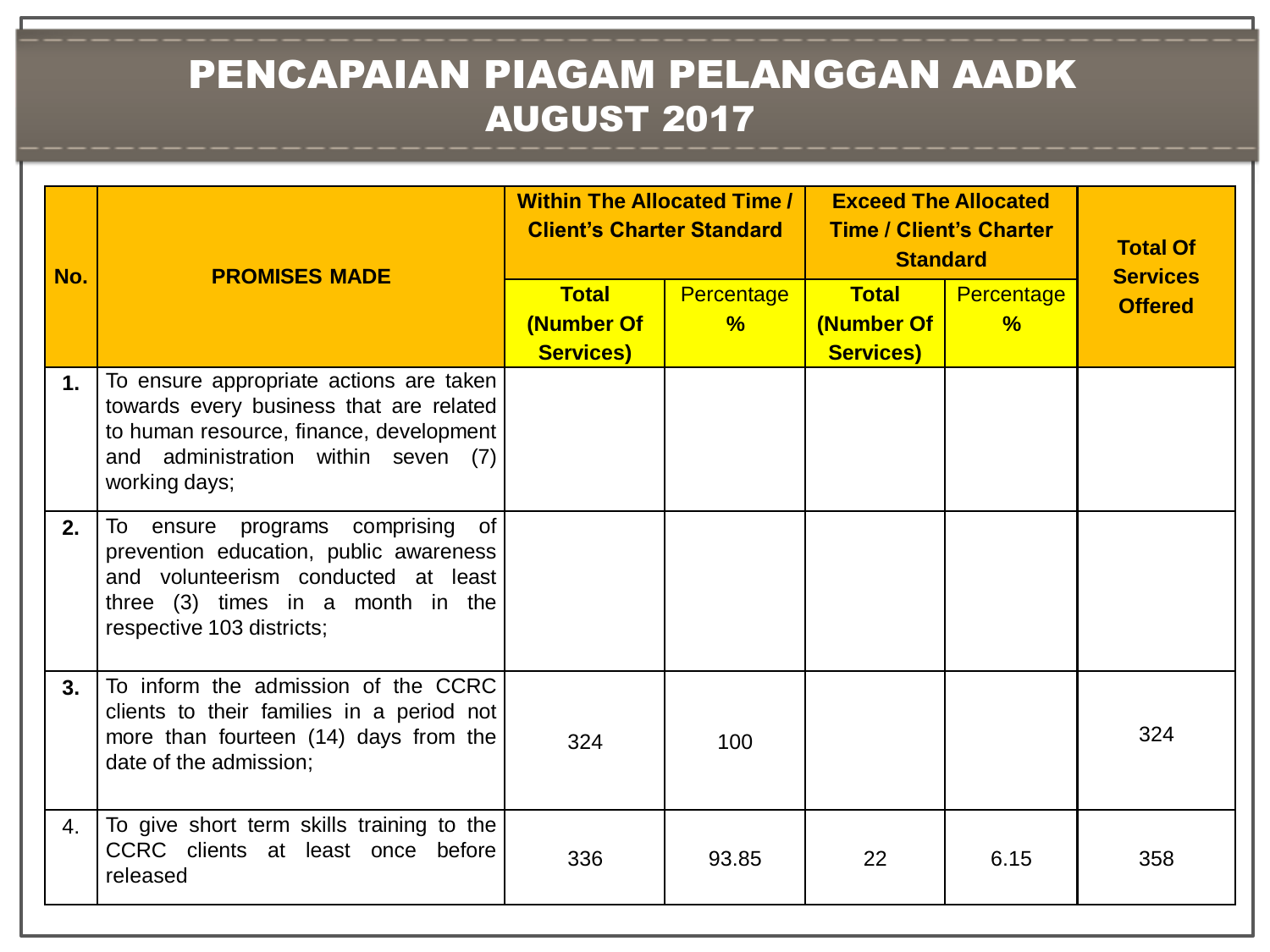# PENCAPAIAN PIAGAM PELANGGAN AADK
## AUGUST 2017

| No. | PROMISES MADE | Within The Allocated Time / Client's Charter Standard | | Exceed The Allocated Time / Client's Charter Standard | | Total Of Services Offered |
|---|---|---|---|---|---|---|
| | | **Total (Number Of Services)** | Percentage % | **Total (Number Of Services)** | Percentage % | |
| **1.** | To ensure appropriate actions are taken towards every business that are related to human resource, finance, development and administration within seven (7) working days; | | | | | |
| **2.** | To ensure programs comprising of prevention education, public awareness and volunteerism conducted at least three (3) times in a month in the respective 103 districts; | | | | | |
| **3.** | To inform the admission of the CCRC clients to their families in a period not more than fourteen (14) days from the date of the admission; | 324 | 100 | | | 324 |
| 4. | To give short term skills training to the CCRC clients at least once before released | 336 | 93.85 | 22 | 6.15 | 358 |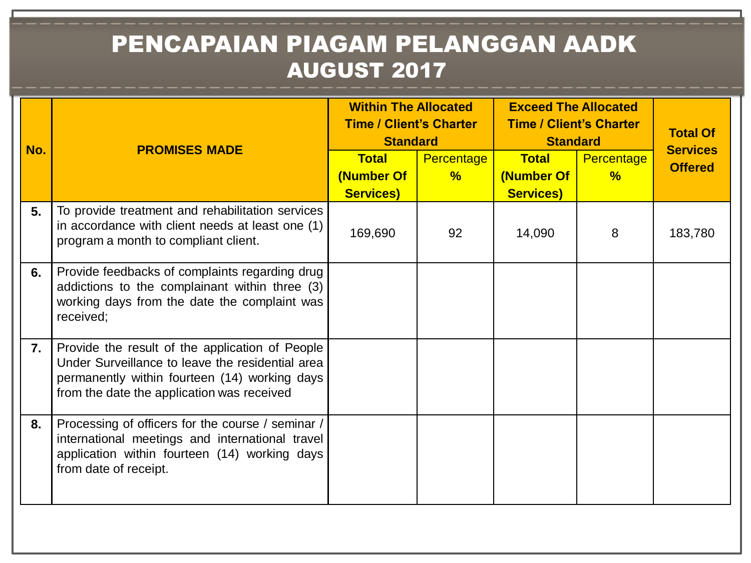# PENCAPAIAN PIAGAM PELANGGAN AADK
## AUGUST 2017

| No. | PROMISES MADE | Within The Allocated Time / Client's Charter Standard | | Exceed The Allocated Time / Client's Charter Standard | | Total Of Services Offered |
|---|---|---|---|---|---|---|
| | | Total (Number Of Services) | Percentage % | Total (Number Of Services) | Percentage % | |
| 5. | To provide treatment and rehabilitation services in accordance with client needs at least one (1) program a month to compliant client. | 169,690 | 92 | 14,090 | 8 | 183,780 |
| 6. | Provide feedbacks of complaints regarding drug addictions to the complainant within three (3) working days from the date the complaint was received; | | | | | |
| 7. | Provide the result of the application of People Under Surveillance to leave the residential area permanently within fourteen (14) working days from the date the application was received | | | | | |
| 8. | Processing of officers for the course / seminar / international meetings and international travel application within fourteen (14) working days from date of receipt. | | | | | |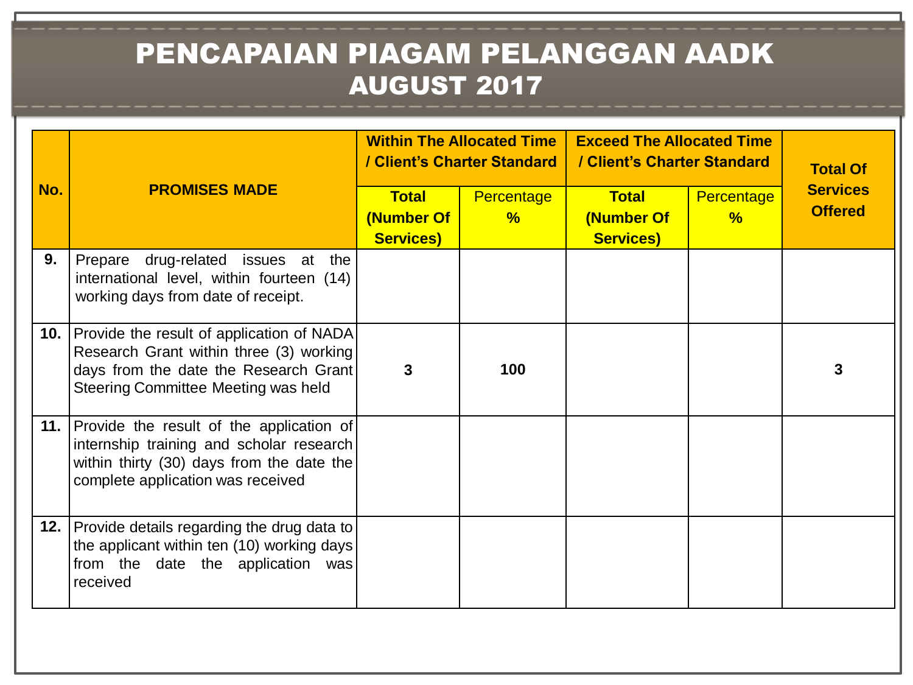# PENCAPAIAN PIAGAM PELANGGAN AADK
## AUGUST 2017

| No. | PROMISES MADE | Within The Allocated Time / Client's Charter Standard | | Exceed The Allocated Time / Client's Charter Standard | | Total Of Services Offered |
|---|---|---|---|---|---|---|
| | | Total (Number Of Services) | Percentage % | Total (Number Of Services) | Percentage % | |
| 9. | Prepare drug-related issues at the international level, within fourteen (14) working days from date of receipt. | | | | | |
| 10. | Provide the result of application of NADA Research Grant within three (3) working days from the date the Research Grant Steering Committee Meeting was held | 3 | 100 | | | 3 |
| 11. | Provide the result of the application of internship training and scholar research within thirty (30) days from the date the complete application was received | | | | | |
| 12. | Provide details regarding the drug data to the applicant within ten (10) working days from the date the application was received | | | | | |